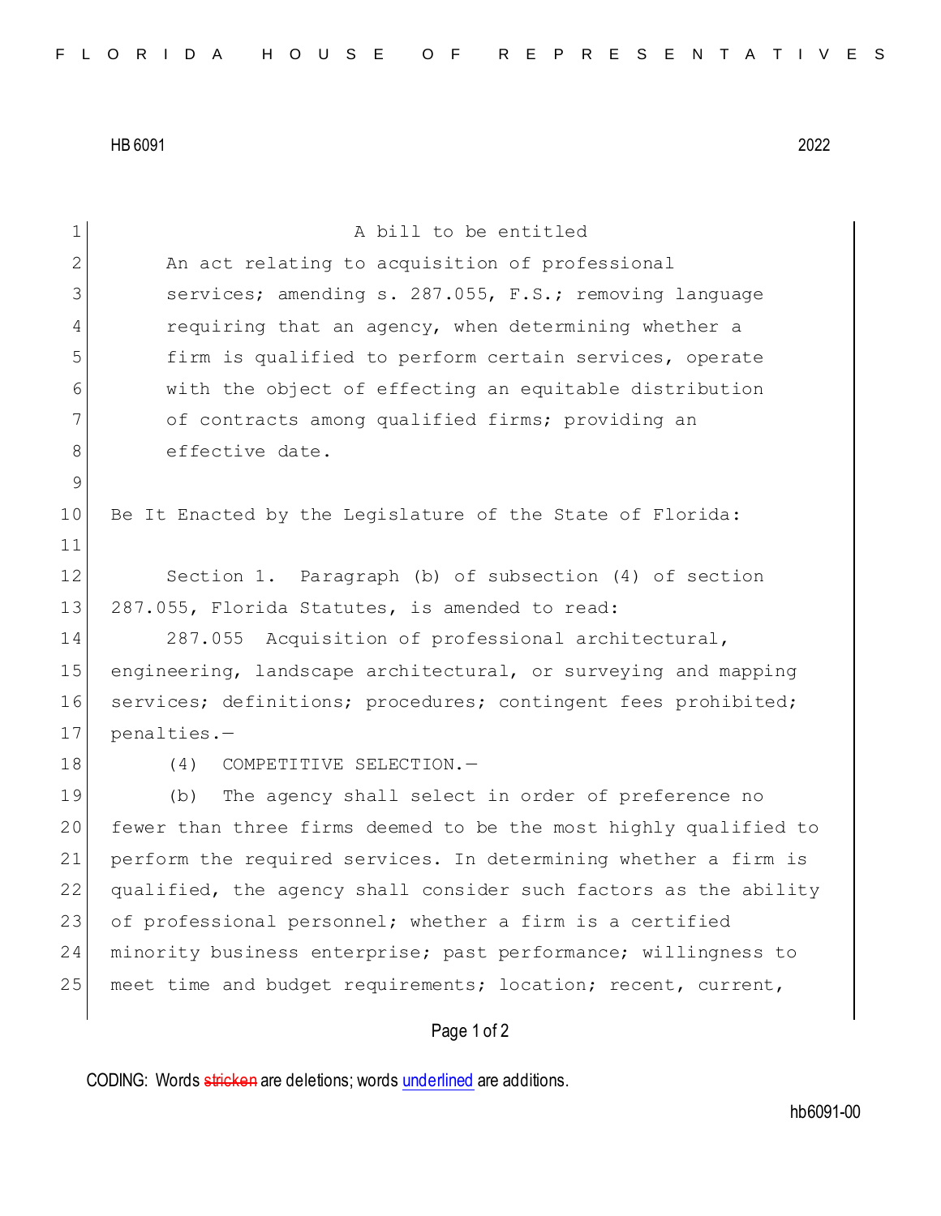HB 6091 2022

A bill to be entitled

An act relating to acquisition of professional services; amending s. 287.055, F.S.; removing language requiring that an agency, when determining whether a firm is qualified to perform certain services, operate with the object of effecting an equitable distribution of contracts among qualified firms; providing an effective date.

Be It Enacted by the Legislature of the State of Florida:

Section 1. Paragraph (b) of subsection (4) of section 287.055, Florida Statutes, is amended to read:

287.055 Acquisition of professional architectural, engineering, landscape architectural, or surveying and mapping services; definitions; procedures; contingent fees prohibited; penalties.—

(4) COMPETITIVE SELECTION.—

(b) The agency shall select in order of preference no fewer than three firms deemed to be the most highly qualified to perform the required services. In determining whether a firm is qualified, the agency shall consider such factors as the ability of professional personnel; whether a firm is a certified minority business enterprise; past performance; willingness to meet time and budget requirements; location; recent, current,

CODING: Words stricken are deletions; words underlined are additions.

hb6091-00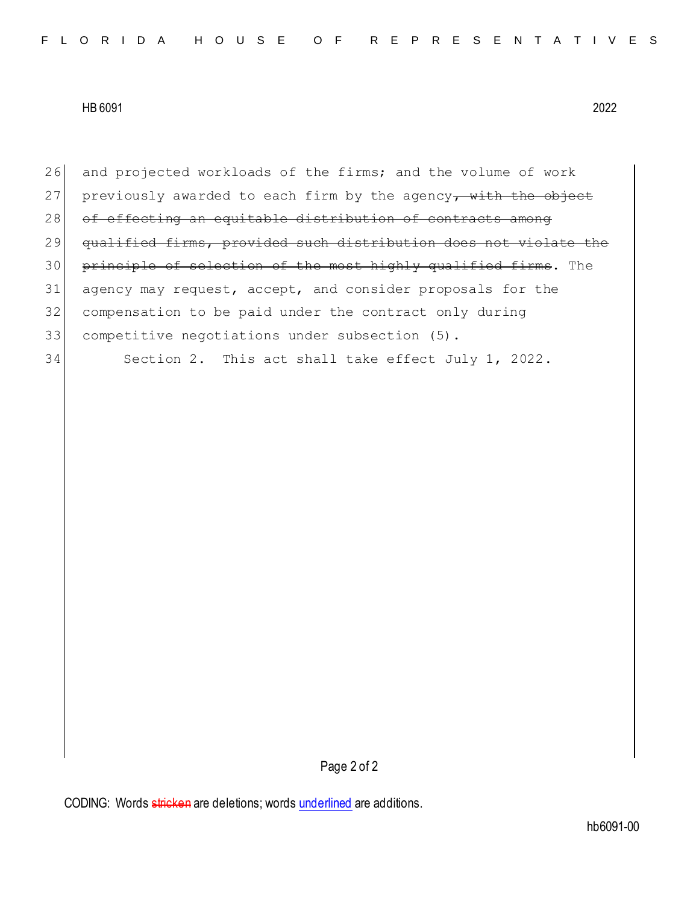and projected workloads of the firms; and the volume of work previously awarded to each firm by the agency~~, with the object of effecting an equitable distribution of contracts among qualified firms, provided such distribution does not violate the principle of selection of the most highly qualified firms~~. The agency may request, accept, and consider proposals for the compensation to be paid under the contract only during competitive negotiations under subsection (5).

Section 2. This act shall take effect July 1, 2022.

CODING: Words ~~stricken~~ are deletions; words underlined are additions.